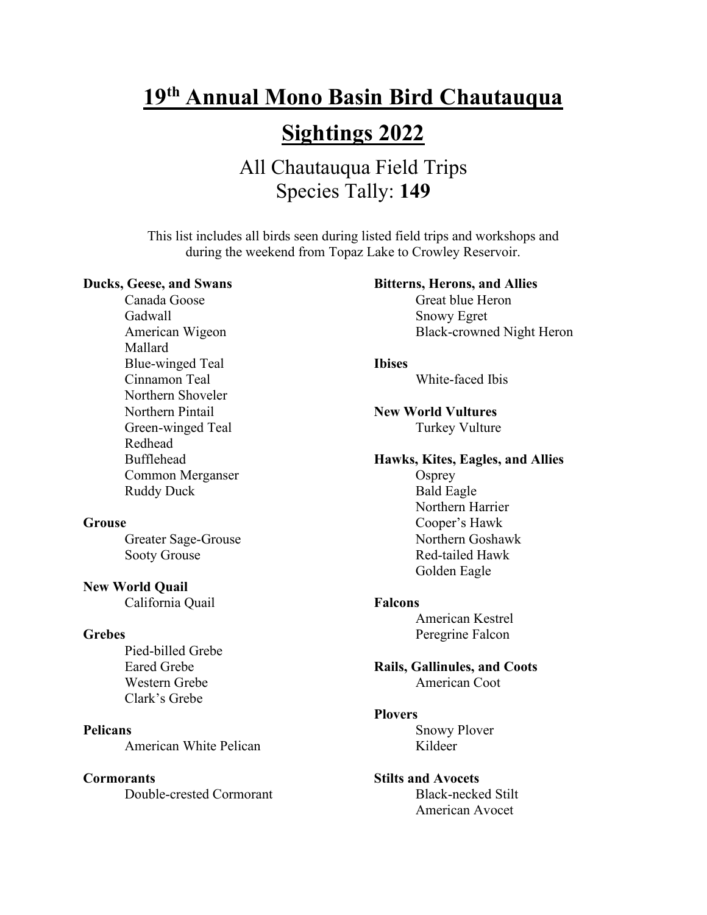# 19th Annual Mono Basin Bird Chautauqua

# Sightings 2022

## All Chautauqua Field Trips
## Species Tally: **149**

This list includes all birds seen during listed field trips and workshops and during the weekend from Topaz Lake to Crowley Reservoir.

**Ducks, Geese, and Swans**
- Canada Goose
- Gadwall
- American Wigeon
- Mallard
- Blue-winged Teal
- Cinnamon Teal
- Northern Shoveler
- Northern Pintail
- Green-winged Teal
- Redhead
- Bufflehead
- Common Merganser
- Ruddy Duck

**Grouse**
- Greater Sage-Grouse
- Sooty Grouse

**New World Quail**
- California Quail

**Grebes**
- Pied-billed Grebe
- Eared Grebe
- Western Grebe
- Clark's Grebe

**Pelicans**
- American White Pelican

**Cormorants**
- Double-crested Cormorant

**Bitterns, Herons, and Allies**
- Great blue Heron
- Snowy Egret
- Black-crowned Night Heron

**Ibises**
- White-faced Ibis

**New World Vultures**
- Turkey Vulture

**Hawks, Kites, Eagles, and Allies**
- Osprey
- Bald Eagle
- Northern Harrier
- Cooper's Hawk
- Northern Goshawk
- Red-tailed Hawk
- Golden Eagle

**Falcons**
- American Kestrel
- Peregrine Falcon

**Rails, Gallinules, and Coots**
- American Coot

**Plovers**
- Snowy Plover
- Kildeer

**Stilts and Avocets**
- Black-necked Stilt
- American Avocet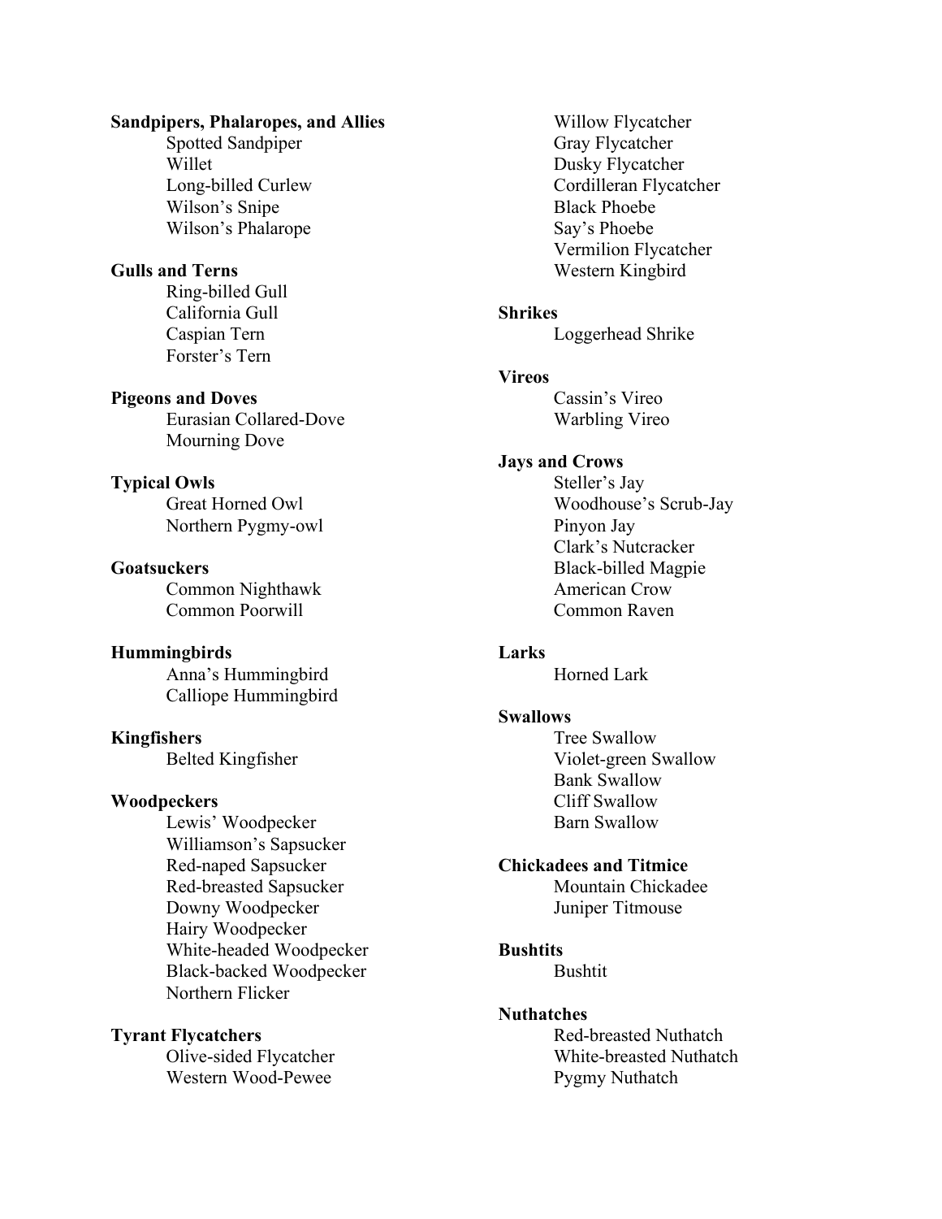**Sandpipers, Phalaropes, and Allies**

- Spotted Sandpiper
- Willet
- Long-billed Curlew
- Wilson's Snipe
- Wilson's Phalarope

**Gulls and Terns**

- Ring-billed Gull
- California Gull
- Caspian Tern
- Forster's Tern

**Pigeons and Doves**

- Eurasian Collared-Dove
- Mourning Dove

**Typical Owls**

- Great Horned Owl
- Northern Pygmy-owl

**Goatsuckers**

- Common Nighthawk
- Common Poorwill

**Hummingbirds**

- Anna's Hummingbird
- Calliope Hummingbird

**Kingfishers**

- Belted Kingfisher

**Woodpeckers**

- Lewis' Woodpecker
- Williamson's Sapsucker
- Red-naped Sapsucker
- Red-breasted Sapsucker
- Downy Woodpecker
- Hairy Woodpecker
- White-headed Woodpecker
- Black-backed Woodpecker
- Northern Flicker

**Tyrant Flycatchers**

- Olive-sided Flycatcher
- Western Wood-Pewee
- Willow Flycatcher
- Gray Flycatcher
- Dusky Flycatcher
- Cordilleran Flycatcher
- Black Phoebe
- Say's Phoebe
- Vermilion Flycatcher
- Western Kingbird

**Shrikes**

- Loggerhead Shrike

**Vireos**

- Cassin's Vireo
- Warbling Vireo

**Jays and Crows**

- Steller's Jay
- Woodhouse's Scrub-Jay
- Pinyon Jay
- Clark's Nutcracker
- Black-billed Magpie
- American Crow
- Common Raven

**Larks**

- Horned Lark

**Swallows**

- Tree Swallow
- Violet-green Swallow
- Bank Swallow
- Cliff Swallow
- Barn Swallow

**Chickadees and Titmice**

- Mountain Chickadee
- Juniper Titmouse

**Bushtits**

- Bushtit

**Nuthatches**

- Red-breasted Nuthatch
- White-breasted Nuthatch
- Pygmy Nuthatch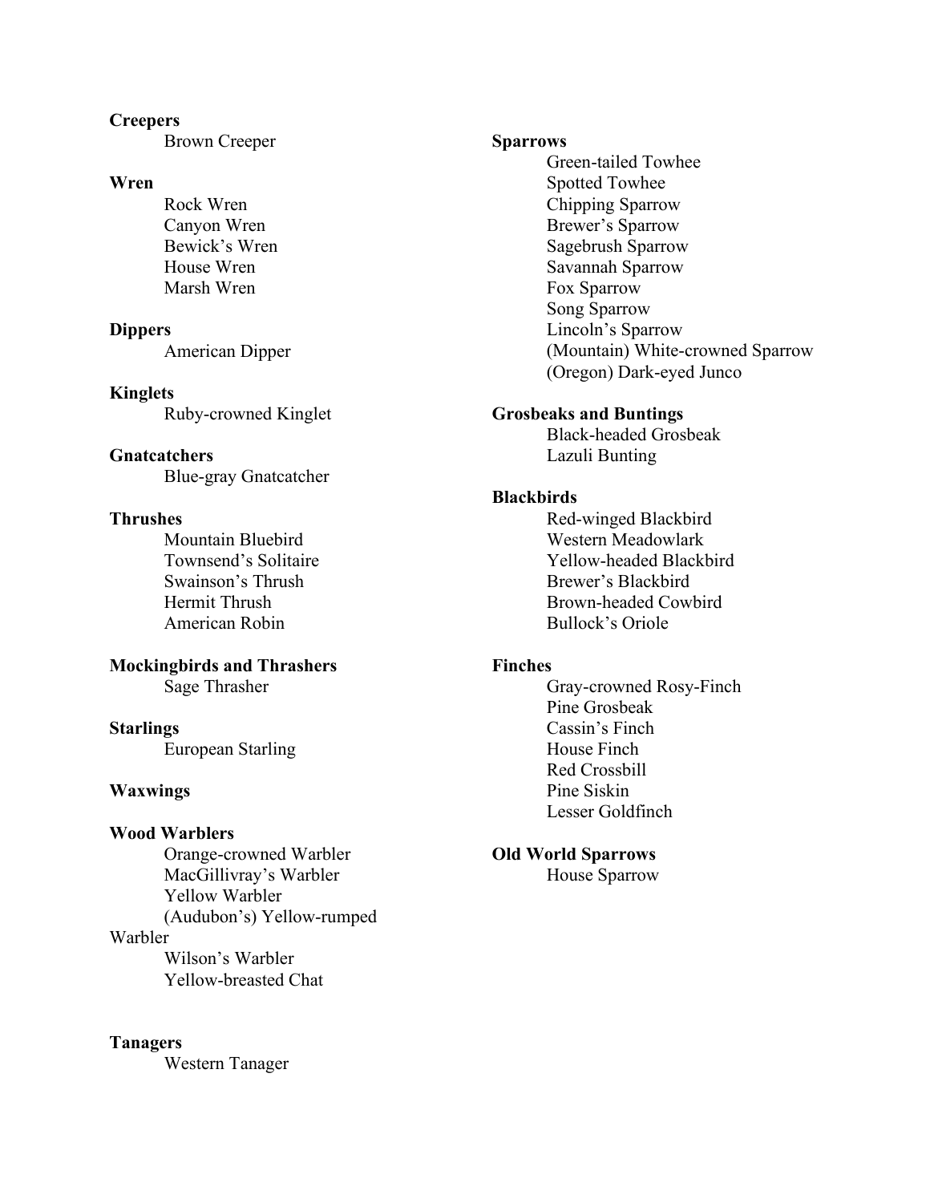**Creepers**

Brown Creeper

**Wren**

Rock Wren
Canyon Wren
Bewick's Wren
House Wren
Marsh Wren

**Dippers**

American Dipper

**Kinglets**

Ruby-crowned Kinglet

**Gnatcatchers**

Blue-gray Gnatcatcher

**Thrushes**

Mountain Bluebird
Townsend's Solitaire
Swainson's Thrush
Hermit Thrush
American Robin

**Mockingbirds and Thrashers**

Sage Thrasher

**Starlings**

European Starling

**Waxwings**

**Wood Warblers**

Orange-crowned Warbler
MacGillivray's Warbler
Yellow Warbler
(Audubon's) Yellow-rumped Warbler
Wilson's Warbler
Yellow-breasted Chat

**Tanagers**

Western Tanager

**Sparrows**

Green-tailed Towhee
Spotted Towhee
Chipping Sparrow
Brewer's Sparrow
Sagebrush Sparrow
Savannah Sparrow
Fox Sparrow
Song Sparrow
Lincoln's Sparrow
(Mountain) White-crowned Sparrow
(Oregon) Dark-eyed Junco

**Grosbeaks and Buntings**

Black-headed Grosbeak
Lazuli Bunting

**Blackbirds**

Red-winged Blackbird
Western Meadowlark
Yellow-headed Blackbird
Brewer's Blackbird
Brown-headed Cowbird
Bullock's Oriole

**Finches**

Gray-crowned Rosy-Finch
Pine Grosbeak
Cassin's Finch
House Finch
Red Crossbill
Pine Siskin
Lesser Goldfinch

**Old World Sparrows**

House Sparrow